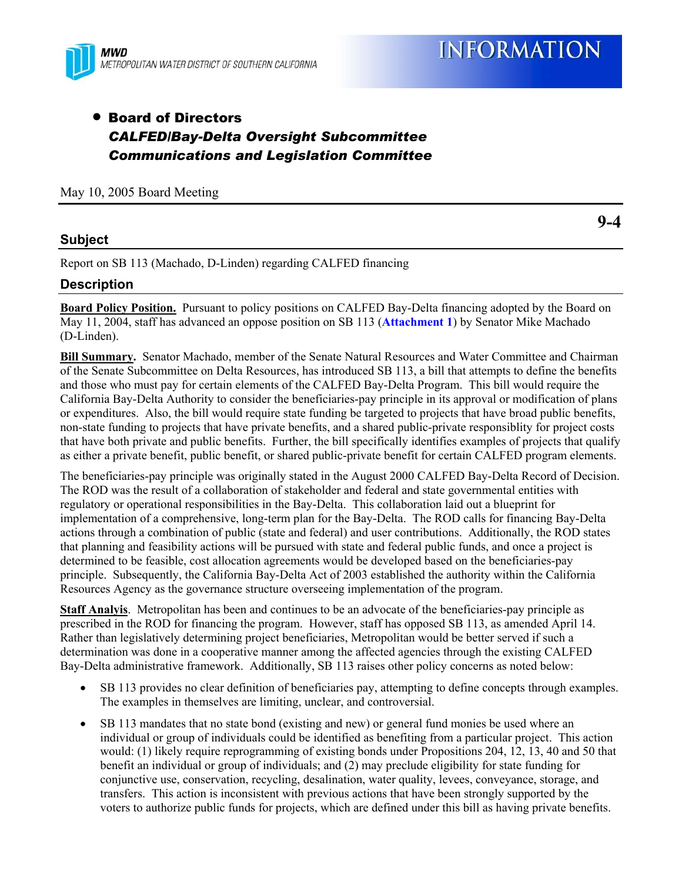MWD
METROPOLITAN WATER DISTRICT OF SOUTHERN CALIFORNIA

# INFORMATION

- **Board of Directors**
  ***CALFED/Bay-Delta Oversight Subcommittee***
  ***Communications and Legislation Committee***

May 10, 2005 Board Meeting

**9-4**

## Subject

Report on SB 113 (Machado, D-Linden) regarding CALFED financing

## Description

**Board Policy Position.** Pursuant to policy positions on CALFED Bay-Delta financing adopted by the Board on May 11, 2004, staff has advanced an oppose position on SB 113 (**Attachment 1**) by Senator Mike Machado (D-Linden).

**Bill Summary.** Senator Machado, member of the Senate Natural Resources and Water Committee and Chairman of the Senate Subcommittee on Delta Resources, has introduced SB 113, a bill that attempts to define the benefits and those who must pay for certain elements of the CALFED Bay-Delta Program. This bill would require the California Bay-Delta Authority to consider the beneficiaries-pay principle in its approval or modification of plans or expenditures. Also, the bill would require state funding be targeted to projects that have broad public benefits, non-state funding to projects that have private benefits, and a shared public-private responsiblity for project costs that have both private and public benefits. Further, the bill specifically identifies examples of projects that qualify as either a private benefit, public benefit, or shared public-private benefit for certain CALFED program elements.

The beneficiaries-pay principle was originally stated in the August 2000 CALFED Bay-Delta Record of Decision. The ROD was the result of a collaboration of stakeholder and federal and state governmental entities with regulatory or operational responsibilities in the Bay-Delta. This collaboration laid out a blueprint for implementation of a comprehensive, long-term plan for the Bay-Delta. The ROD calls for financing Bay-Delta actions through a combination of public (state and federal) and user contributions. Additionally, the ROD states that planning and feasibility actions will be pursued with state and federal public funds, and once a project is determined to be feasible, cost allocation agreements would be developed based on the beneficiaries-pay principle. Subsequently, the California Bay-Delta Act of 2003 established the authority within the California Resources Agency as the governance structure overseeing implementation of the program.

**Staff Analysis**. Metropolitan has been and continues to be an advocate of the beneficiaries-pay principle as prescribed in the ROD for financing the program. However, staff has opposed SB 113, as amended April 14. Rather than legislatively determining project beneficiaries, Metropolitan would be better served if such a determination was done in a cooperative manner among the affected agencies through the existing CALFED Bay-Delta administrative framework. Additionally, SB 113 raises other policy concerns as noted below:

- SB 113 provides no clear definition of beneficiaries pay, attempting to define concepts through examples. The examples in themselves are limiting, unclear, and controversial.
- SB 113 mandates that no state bond (existing and new) or general fund monies be used where an individual or group of individuals could be identified as benefiting from a particular project. This action would: (1) likely require reprogramming of existing bonds under Propositions 204, 12, 13, 40 and 50 that benefit an individual or group of individuals; and (2) may preclude eligibility for state funding for conjunctive use, conservation, recycling, desalination, water quality, levees, conveyance, storage, and transfers. This action is inconsistent with previous actions that have been strongly supported by the voters to authorize public funds for projects, which are defined under this bill as having private benefits.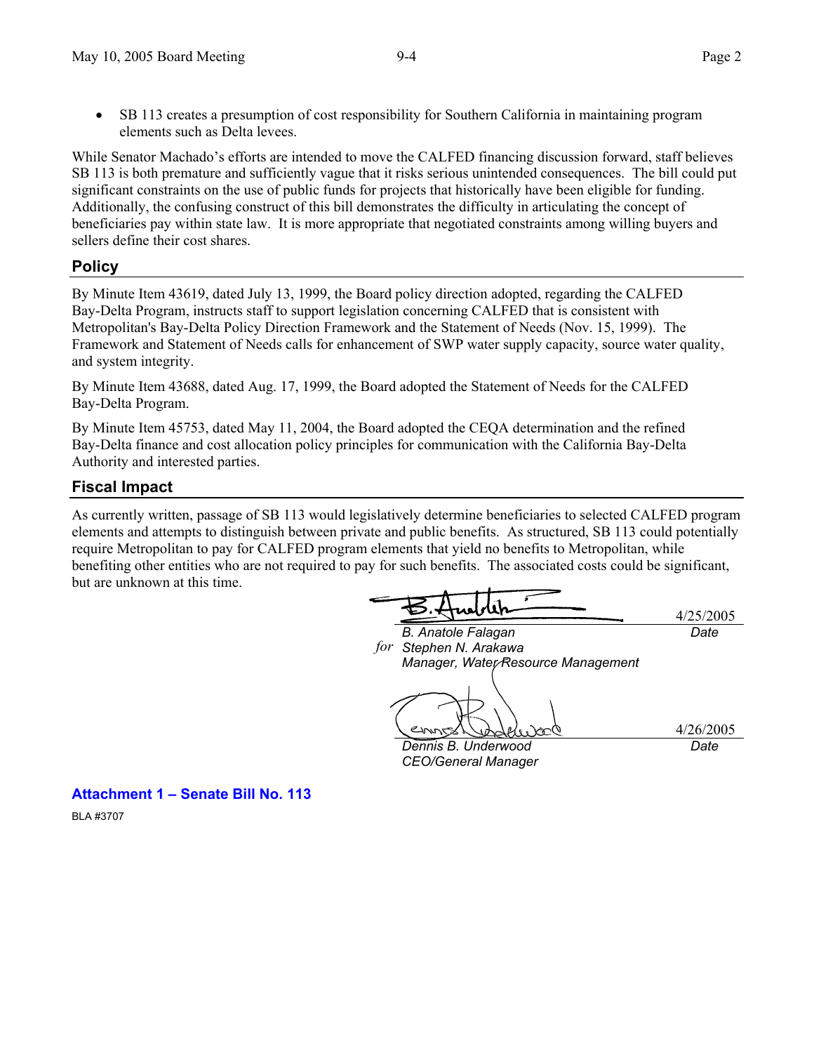- SB 113 creates a presumption of cost responsibility for Southern California in maintaining program elements such as Delta levees.

While Senator Machado's efforts are intended to move the CALFED financing discussion forward, staff believes SB 113 is both premature and sufficiently vague that it risks serious unintended consequences. The bill could put significant constraints on the use of public funds for projects that historically have been eligible for funding. Additionally, the confusing construct of this bill demonstrates the difficulty in articulating the concept of beneficiaries pay within state law. It is more appropriate that negotiated constraints among willing buyers and sellers define their cost shares.

## Policy

By Minute Item 43619, dated July 13, 1999, the Board policy direction adopted, regarding the CALFED Bay-Delta Program, instructs staff to support legislation concerning CALFED that is consistent with Metropolitan's Bay-Delta Policy Direction Framework and the Statement of Needs (Nov. 15, 1999). The Framework and Statement of Needs calls for enhancement of SWP water supply capacity, source water quality, and system integrity.

By Minute Item 43688, dated Aug. 17, 1999, the Board adopted the Statement of Needs for the CALFED Bay-Delta Program.

By Minute Item 45753, dated May 11, 2004, the Board adopted the CEQA determination and the refined Bay-Delta finance and cost allocation policy principles for communication with the California Bay-Delta Authority and interested parties.

## Fiscal Impact

As currently written, passage of SB 113 would legislatively determine beneficiaries to selected CALFED program elements and attempts to distinguish between private and public benefits. As structured, SB 113 could potentially require Metropolitan to pay for CALFED program elements that yield no benefits to Metropolitan, while benefiting other entities who are not required to pay for such benefits. The associated costs could be significant, but are unknown at this time.

| | |
|---|---|
| *B. Anatole Falagan* <br> *for* *Stephen N. Arakawa* <br> *Manager, Water Resource Management* | 4/25/2005 <br> *Date* |
| *Dennis B. Underwood* <br> *CEO/General Manager* | 4/26/2005 <br> *Date* |

**Attachment 1 – Senate Bill No. 113**

BLA #3707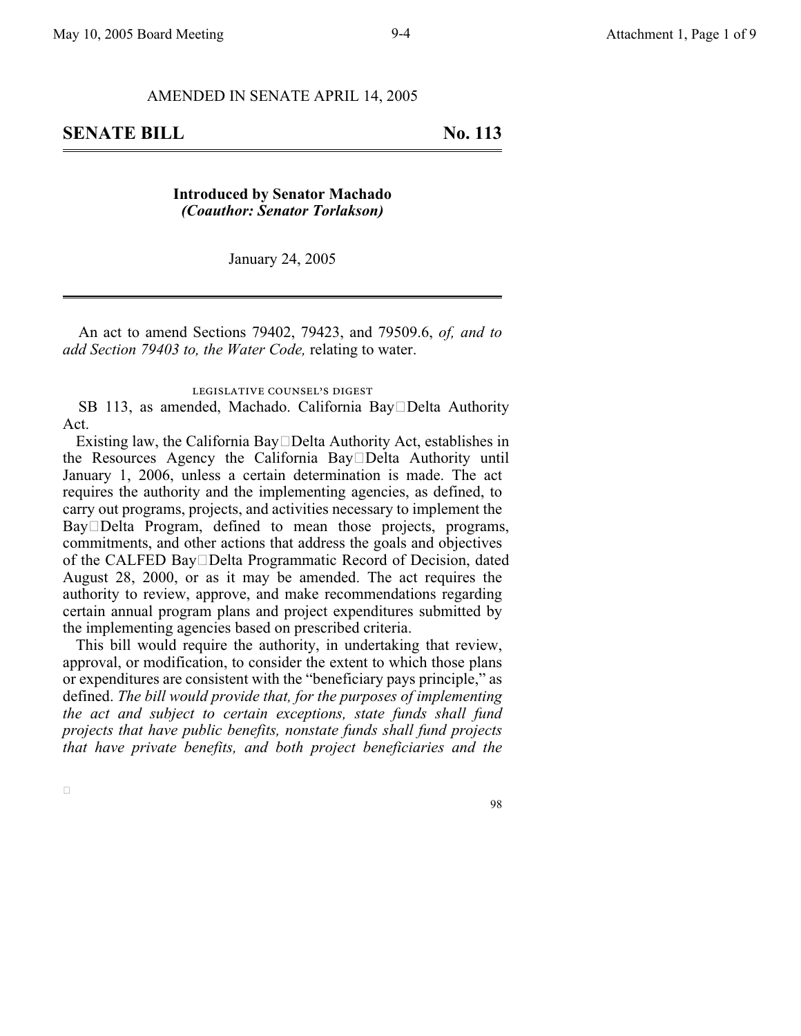AMENDED IN SENATE APRIL 14, 2005

# SENATE BILL No. 113

**Introduced by Senator Machado**
***(Coauthor: Senator Torlakson)***

January 24, 2005

An act to amend Sections 79402, 79423, and 79509.6, *of, and to add Section 79403 to, the Water Code,* relating to water.

LEGISLATIVE COUNSEL'S DIGEST

SB 113, as amended, Machado. California Bay-Delta Authority Act.

Existing law, the California Bay-Delta Authority Act, establishes in the Resources Agency the California Bay-Delta Authority until January 1, 2006, unless a certain determination is made. The act requires the authority and the implementing agencies, as defined, to carry out programs, projects, and activities necessary to implement the Bay-Delta Program, defined to mean those projects, programs, commitments, and other actions that address the goals and objectives of the CALFED Bay-Delta Programmatic Record of Decision, dated August 28, 2000, or as it may be amended. The act requires the authority to review, approve, and make recommendations regarding certain annual program plans and project expenditures submitted by the implementing agencies based on prescribed criteria.

This bill would require the authority, in undertaking that review, approval, or modification, to consider the extent to which those plans or expenditures are consistent with the "beneficiary pays principle," as defined. *The bill would provide that, for the purposes of implementing the act and subject to certain exceptions, state funds shall fund projects that have public benefits, nonstate funds shall fund projects that have private benefits, and both project beneficiaries and the*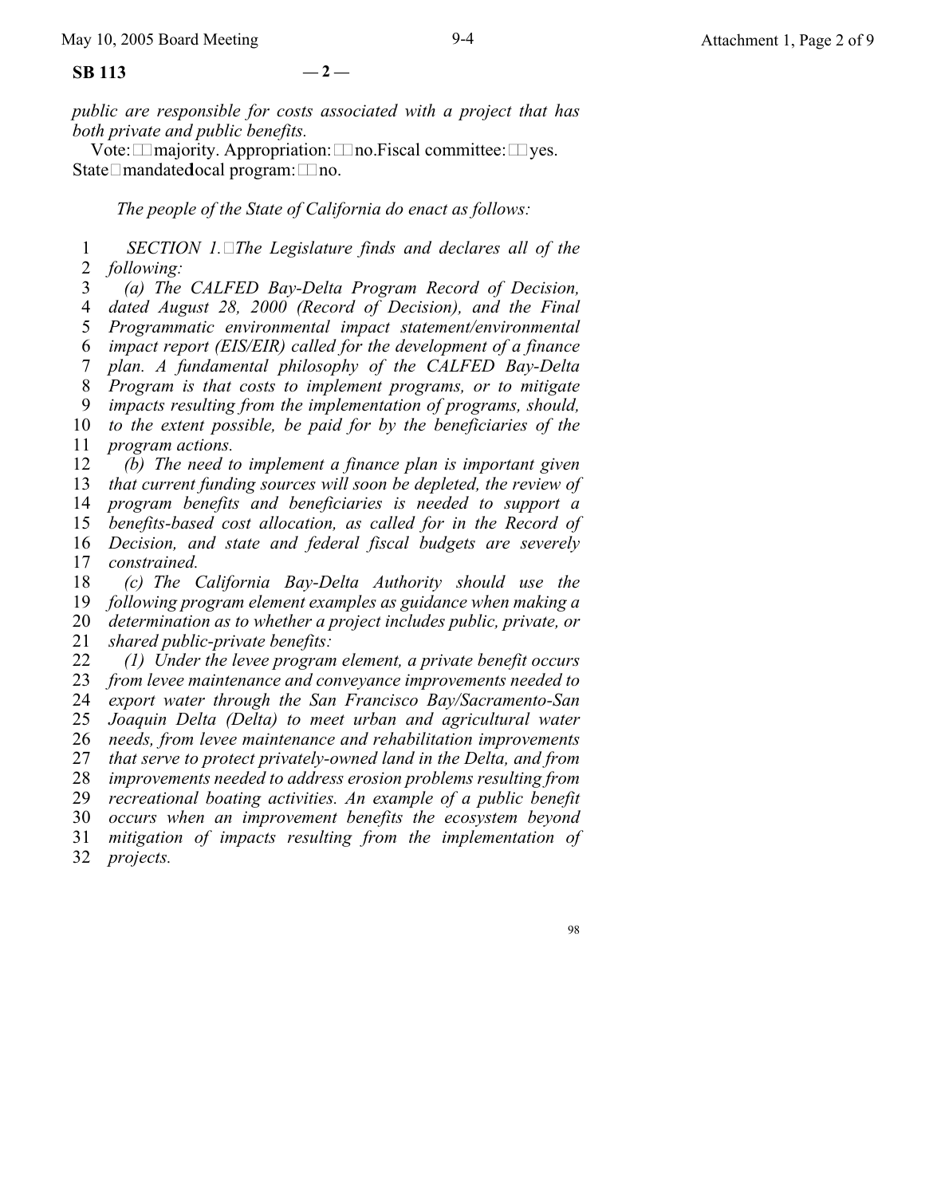*public are responsible for costs associated with a project that has both private and public benefits.*

Vote: majority. Appropriation: no. Fiscal committee: yes. State-mandated local program: no.

*The people of the State of California do enact as follows:*

*SECTION 1. The Legislature finds and declares all of the following:*

*(a) The CALFED Bay-Delta Program Record of Decision, dated August 28, 2000 (Record of Decision), and the Final Programmatic environmental impact statement/environmental impact report (EIS/EIR) called for the development of a finance plan. A fundamental philosophy of the CALFED Bay-Delta Program is that costs to implement programs, or to mitigate impacts resulting from the implementation of programs, should, to the extent possible, be paid for by the beneficiaries of the program actions.*

*(b) The need to implement a finance plan is important given that current funding sources will soon be depleted, the review of program benefits and beneficiaries is needed to support a benefits-based cost allocation, as called for in the Record of Decision, and state and federal fiscal budgets are severely constrained.*

*(c) The California Bay-Delta Authority should use the following program element examples as guidance when making a determination as to whether a project includes public, private, or shared public-private benefits:*

*(1) Under the levee program element, a private benefit occurs from levee maintenance and conveyance improvements needed to export water through the San Francisco Bay/Sacramento-San Joaquin Delta (Delta) to meet urban and agricultural water needs, from levee maintenance and rehabilitation improvements that serve to protect privately-owned land in the Delta, and from improvements needed to address erosion problems resulting from recreational boating activities. An example of a public benefit occurs when an improvement benefits the ecosystem beyond mitigation of impacts resulting from the implementation of projects.*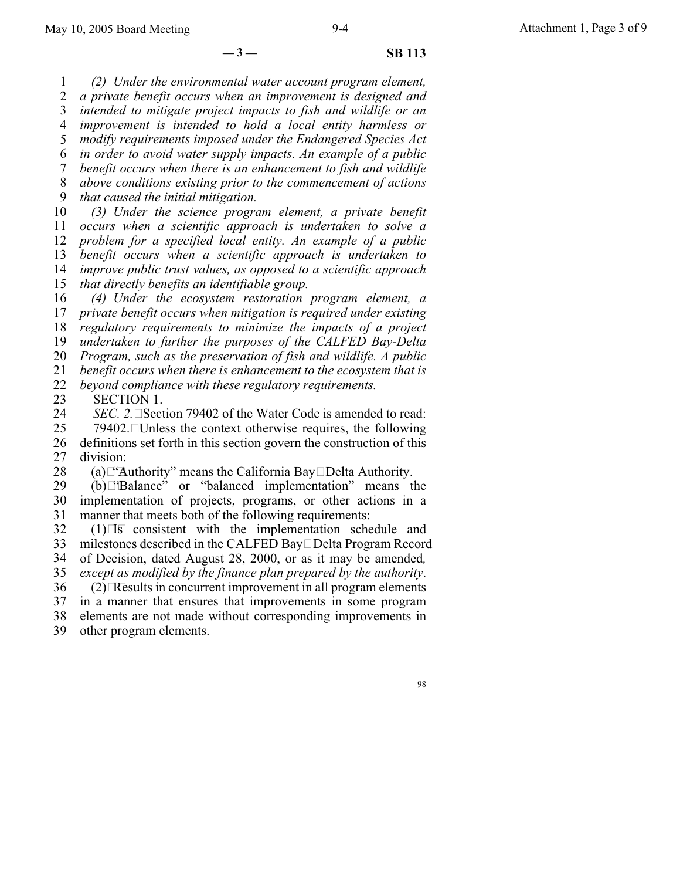*(2) Under the environmental water account program element, a private benefit occurs when an improvement is designed and intended to mitigate project impacts to fish and wildlife or an improvement is intended to hold a local entity harmless or modify requirements imposed under the Endangered Species Act in order to avoid water supply impacts. An example of a public benefit occurs when there is an enhancement to fish and wildlife above conditions existing prior to the commencement of actions that caused the initial mitigation.*

*(3) Under the science program element, a private benefit occurs when a scientific approach is undertaken to solve a problem for a specified local entity. An example of a public benefit occurs when a scientific approach is undertaken to improve public trust values, as opposed to a scientific approach that directly benefits an identifiable group.*

*(4) Under the ecosystem restoration program element, a private benefit occurs when mitigation is required under existing regulatory requirements to minimize the impacts of a project undertaken to further the purposes of the CALFED Bay-Delta Program, such as the preservation of fish and wildlife. A public benefit occurs when there is enhancement to the ecosystem that is beyond compliance with these regulatory requirements.*

~~SECTION 1.~~

*SEC. 2.* Section 79402 of the Water Code is amended to read:

79402. Unless the context otherwise requires, the following definitions set forth in this section govern the construction of this division:

(a) "Authority" means the California Bay-Delta Authority.

(b) "Balance" or "balanced implementation" means the implementation of projects, programs, or other actions in a manner that meets both of the following requirements:

(1) Is consistent with the implementation schedule and milestones described in the CALFED Bay-Delta Program Record of Decision, dated August 28, 2000, or as it may be amended*, except as modified by the finance plan prepared by the authority*.

(2) Results in concurrent improvement in all program elements in a manner that ensures that improvements in some program elements are not made without corresponding improvements in other program elements.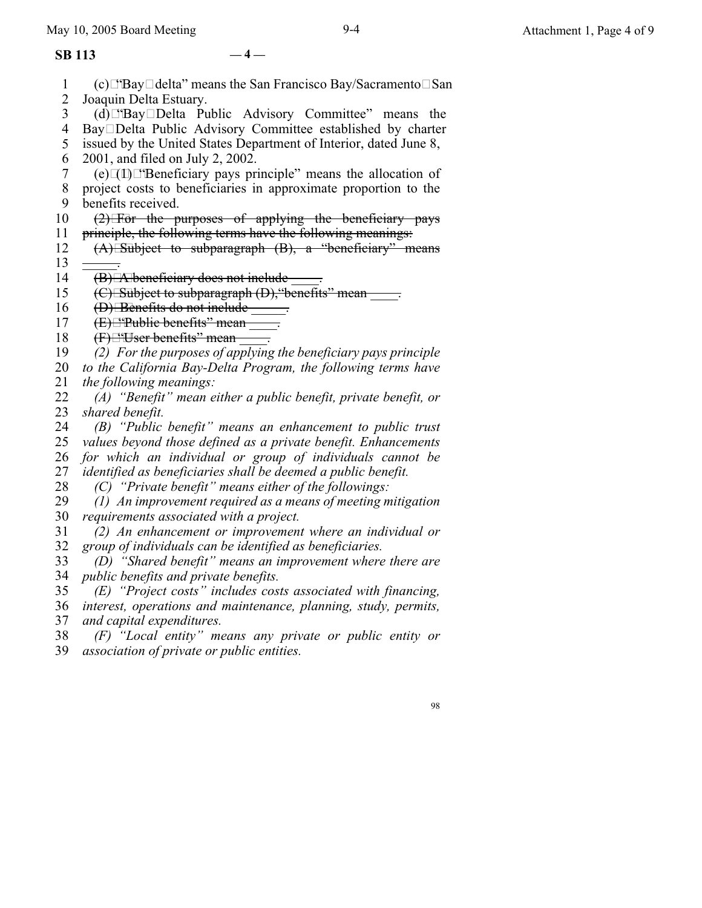(c) "Bay delta" means the San Francisco Bay/Sacramento San Joaquin Delta Estuary.

(d) "Bay Delta Public Advisory Committee" means the Bay Delta Public Advisory Committee established by charter issued by the United States Department of Interior, dated June 8, 2001, and filed on July 2, 2002.

(e) (1) "Beneficiary pays principle" means the allocation of project costs to beneficiaries in approximate proportion to the benefits received.

~~(2) For the purposes of applying the beneficiary pays principle, the following terms have the following meanings:~~

~~(A) Subject to subparagraph (B), a "beneficiary" means \_\_\_\_\_.~~

~~(B) A beneficiary does not include \_\_\_\_.~~

~~(C) Subject to subparagraph (D), "benefits" mean \_\_\_\_.~~

~~(D) Benefits do not include \_\_\_\_\_.~~

~~(E) "Public benefits" mean \_\_\_\_.~~

~~(F) "User benefits" mean \_\_\_\_.~~

*(2) For the purposes of applying the beneficiary pays principle to the California Bay-Delta Program, the following terms have the following meanings:*

*(A) "Benefit" mean either a public benefit, private benefit, or shared benefit.*

*(B) "Public benefit" means an enhancement to public trust values beyond those defined as a private benefit. Enhancements for which an individual or group of individuals cannot be identified as beneficiaries shall be deemed a public benefit.*

*(C) "Private benefit" means either of the followings:*

*(1) An improvement required as a means of meeting mitigation requirements associated with a project.*

*(2) An enhancement or improvement where an individual or group of individuals can be identified as beneficiaries.*

*(D) "Shared benefit" means an improvement where there are public benefits and private benefits.*

*(E) "Project costs" includes costs associated with financing, interest, operations and maintenance, planning, study, permits, and capital expenditures.*

*(F) "Local entity" means any private or public entity or association of private or public entities.*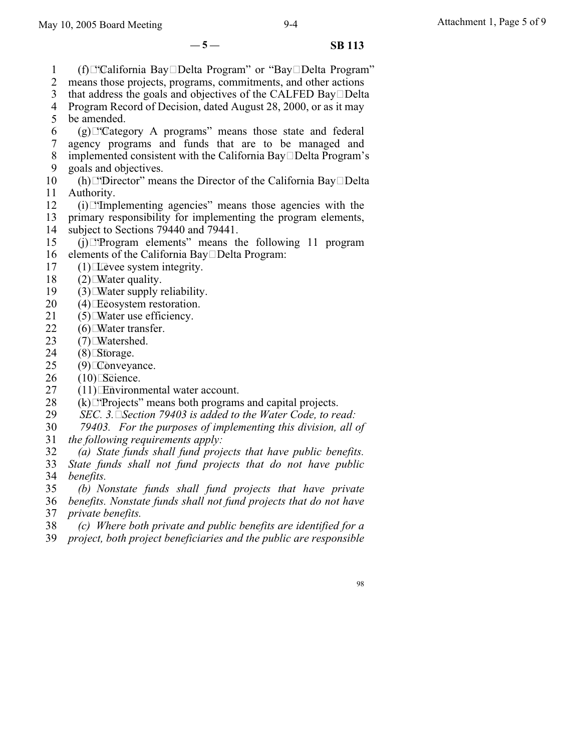(f) "California Bay-Delta Program" or "Bay-Delta Program" means those projects, programs, commitments, and other actions that address the goals and objectives of the CALFED Bay-Delta Program Record of Decision, dated August 28, 2000, or as it may be amended.

(g) "Category A programs" means those state and federal agency programs and funds that are to be managed and implemented consistent with the California Bay-Delta Program's goals and objectives.

(h) "Director" means the Director of the California Bay-Delta Authority.

(i) "Implementing agencies" means those agencies with the primary responsibility for implementing the program elements, subject to Sections 79440 and 79441.

(j) "Program elements" means the following 11 program elements of the California Bay-Delta Program:

(1) Levee system integrity.
(2) Water quality.
(3) Water supply reliability.
(4) Ecosystem restoration.
(5) Water use efficiency.
(6) Water transfer.
(7) Watershed.
(8) Storage.
(9) Conveyance.
(10) Science.
(11) Environmental water account.

(k) "Projects" means both programs and capital projects.

*SEC. 3. Section 79403 is added to the Water Code, to read:*

*79403. For the purposes of implementing this division, all of the following requirements apply:*

*(a) State funds shall fund projects that have public benefits. State funds shall not fund projects that do not have public benefits.*

*(b) Nonstate funds shall fund projects that have private benefits. Nonstate funds shall not fund projects that do not have private benefits.*

*(c) Where both private and public benefits are identified for a project, both project beneficiaries and the public are responsible*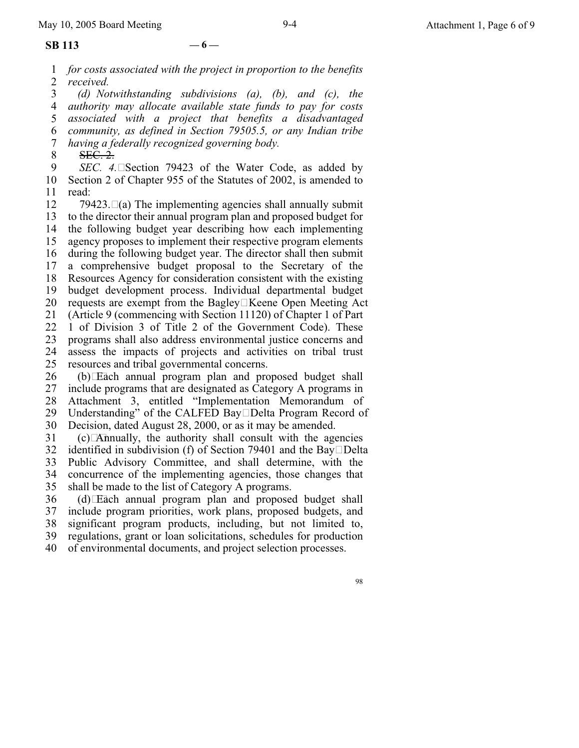*for costs associated with the project in proportion to the benefits received.*

*(d) Notwithstanding subdivisions (a), (b), and (c), the authority may allocate available state funds to pay for costs associated with a project that benefits a disadvantaged community, as defined in Section 79505.5, or any Indian tribe having a federally recognized governing body.*

~~SEC. 2.~~

*SEC. 4.* Section 79423 of the Water Code, as added by Section 2 of Chapter 955 of the Statutes of 2002, is amended to read:

79423. (a) The implementing agencies shall annually submit to the director their annual program plan and proposed budget for the following budget year describing how each implementing agency proposes to implement their respective program elements during the following budget year. The director shall then submit a comprehensive budget proposal to the Secretary of the Resources Agency for consideration consistent with the existing budget development process. Individual departmental budget requests are exempt from the Bagley-Keene Open Meeting Act (Article 9 (commencing with Section 11120) of Chapter 1 of Part 1 of Division 3 of Title 2 of the Government Code). These programs shall also address environmental justice concerns and assess the impacts of projects and activities on tribal trust resources and tribal governmental concerns.

(b) Each annual program plan and proposed budget shall include programs that are designated as Category A programs in Attachment 3, entitled "Implementation Memorandum of Understanding" of the CALFED Bay-Delta Program Record of Decision, dated August 28, 2000, or as it may be amended.

(c) Annually, the authority shall consult with the agencies identified in subdivision (f) of Section 79401 and the Bay-Delta Public Advisory Committee, and shall determine, with the concurrence of the implementing agencies, those changes that shall be made to the list of Category A programs.

(d) Each annual program plan and proposed budget shall include program priorities, work plans, proposed budgets, and significant program products, including, but not limited to, regulations, grant or loan solicitations, schedules for production of environmental documents, and project selection processes.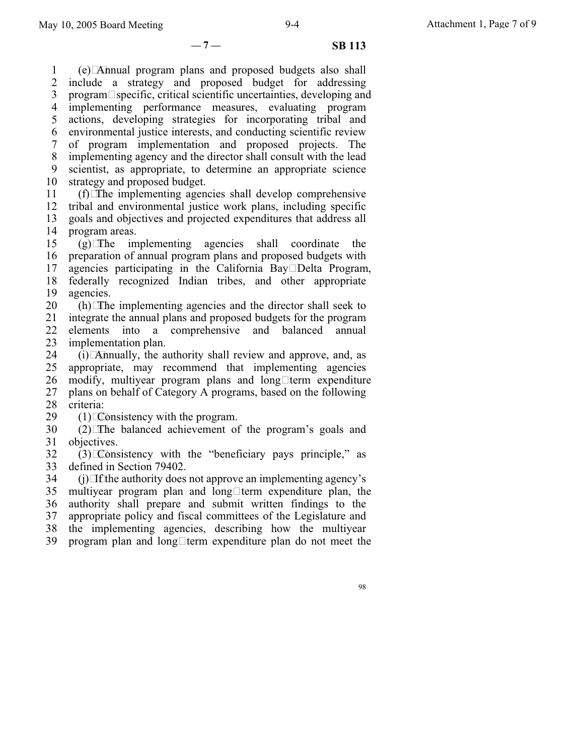(e) Annual program plans and proposed budgets also shall include a strategy and proposed budget for addressing program-specific, critical scientific uncertainties, developing and implementing performance measures, evaluating program actions, developing strategies for incorporating tribal and environmental justice interests, and conducting scientific review of program implementation and proposed projects. The implementing agency and the director shall consult with the lead scientist, as appropriate, to determine an appropriate science strategy and proposed budget.

(f) The implementing agencies shall develop comprehensive tribal and environmental justice work plans, including specific goals and objectives and projected expenditures that address all program areas.

(g) The implementing agencies shall coordinate the preparation of annual program plans and proposed budgets with agencies participating in the California Bay-Delta Program, federally recognized Indian tribes, and other appropriate agencies.

(h) The implementing agencies and the director shall seek to integrate the annual plans and proposed budgets for the program elements into a comprehensive and balanced annual implementation plan.

(i) Annually, the authority shall review and approve, and, as appropriate, may recommend that implementing agencies modify, multiyear program plans and long-term expenditure plans on behalf of Category A programs, based on the following criteria:

(1) Consistency with the program.

(2) The balanced achievement of the program's goals and objectives.

(3) Consistency with the "beneficiary pays principle," as defined in Section 79402.

(j) If the authority does not approve an implementing agency's multiyear program plan and long-term expenditure plan, the authority shall prepare and submit written findings to the appropriate policy and fiscal committees of the Legislature and the implementing agencies, describing how the multiyear program plan and long-term expenditure plan do not meet the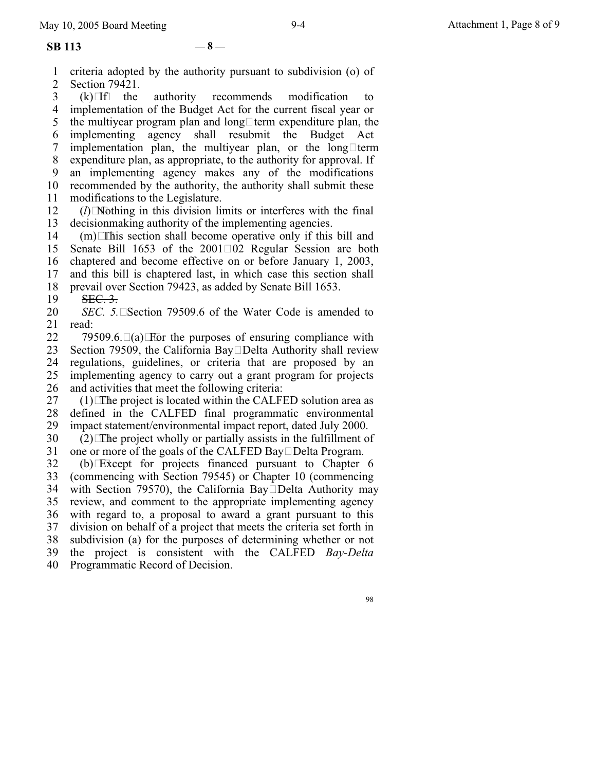**SB 113** — 8 —

criteria adopted by the authority pursuant to subdivision (o) of Section 79421.

(k) If the authority recommends modification to implementation of the Budget Act for the current fiscal year or the multiyear program plan and long-term expenditure plan, the implementing agency shall resubmit the Budget Act implementation plan, the multiyear plan, or the long-term expenditure plan, as appropriate, to the authority for approval. If an implementing agency makes any of the modifications recommended by the authority, the authority shall submit these modifications to the Legislature.

(*l*) Nothing in this division limits or interferes with the final decisionmaking authority of the implementing agencies.

(m) This section shall become operative only if this bill and Senate Bill 1653 of the 2001–02 Regular Session are both chaptered and become effective on or before January 1, 2003, and this bill is chaptered last, in which case this section shall prevail over Section 79423, as added by Senate Bill 1653.

~~SEC. 3.~~

*SEC. 5.* Section 79509.6 of the Water Code is amended to read:

79509.6. (a) For the purposes of ensuring compliance with Section 79509, the California Bay-Delta Authority shall review regulations, guidelines, or criteria that are proposed by an implementing agency to carry out a grant program for projects and activities that meet the following criteria:

(1) The project is located within the CALFED solution area as defined in the CALFED final programmatic environmental impact statement/environmental impact report, dated July 2000.

(2) The project wholly or partially assists in the fulfillment of one or more of the goals of the CALFED Bay-Delta Program.

(b) Except for projects financed pursuant to Chapter 6 (commencing with Section 79545) or Chapter 10 (commencing with Section 79570), the California Bay-Delta Authority may review, and comment to the appropriate implementing agency with regard to, a proposal to award a grant pursuant to this division on behalf of a project that meets the criteria set forth in subdivision (a) for the purposes of determining whether or not the project is consistent with the CALFED *Bay-Delta* Programmatic Record of Decision.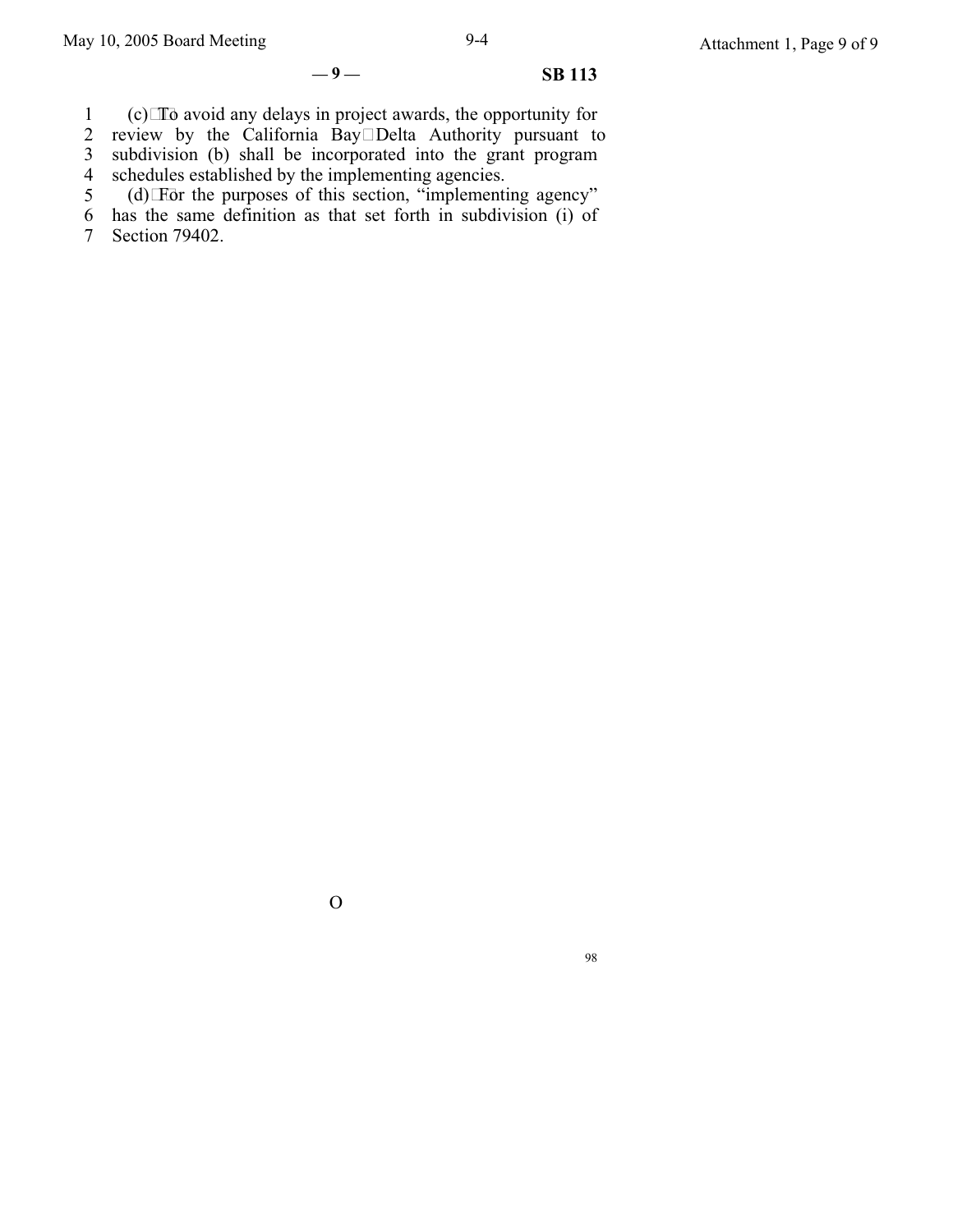(c) To avoid any delays in project awards, the opportunity for review by the California Bay-Delta Authority pursuant to subdivision (b) shall be incorporated into the grant program schedules established by the implementing agencies.

(d) For the purposes of this section, "implementing agency" has the same definition as that set forth in subdivision (i) of Section 79402.

O